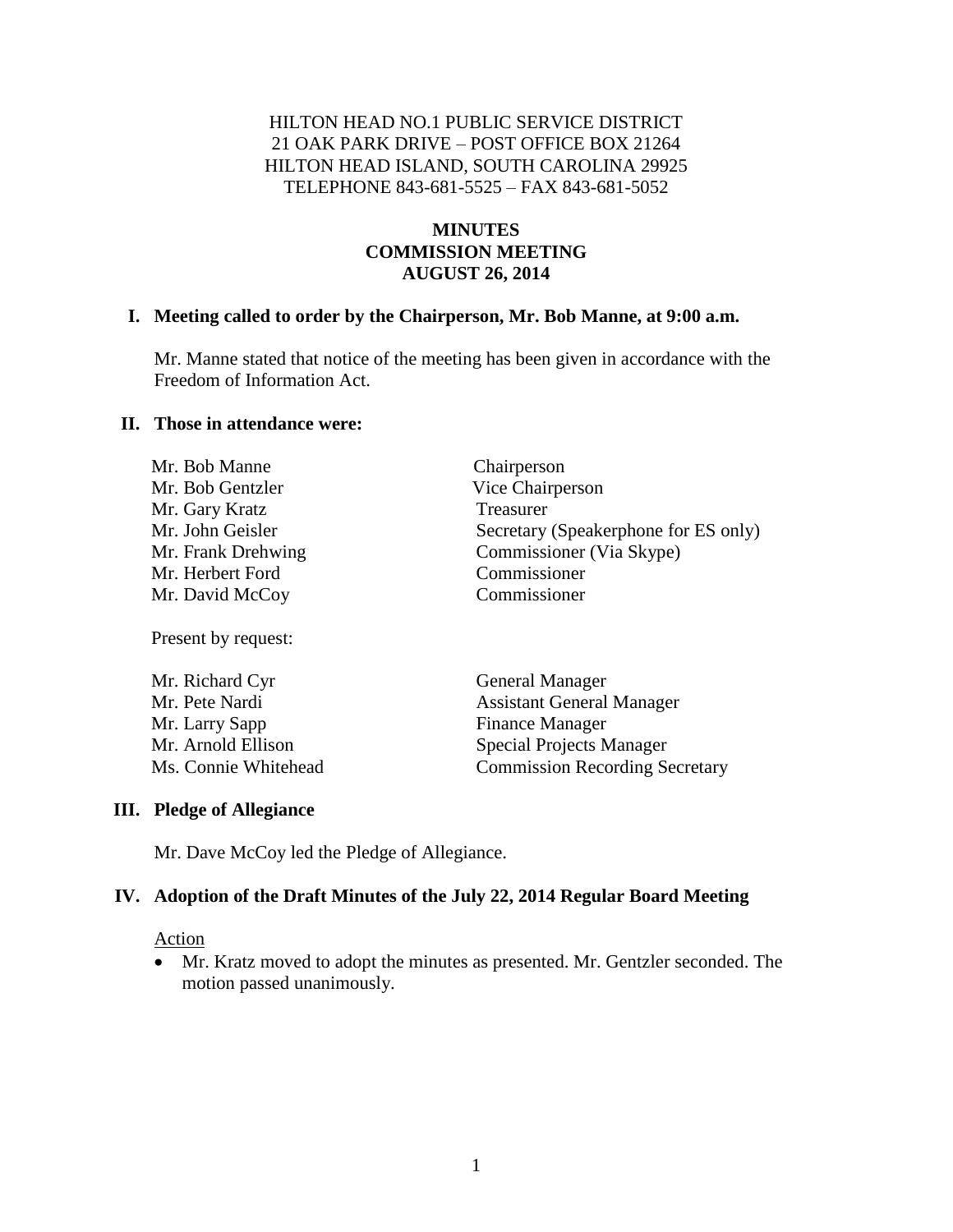HILTON HEAD NO.1 PUBLIC SERVICE DISTRICT
21 OAK PARK DRIVE – POST OFFICE BOX 21264
HILTON HEAD ISLAND, SOUTH CAROLINA 29925
TELEPHONE 843-681-5525 – FAX 843-681-5052

**MINUTES**
**COMMISSION MEETING**
**AUGUST 26, 2014**

## I. Meeting called to order by the Chairperson, Mr. Bob Manne, at 9:00 a.m.

Mr. Manne stated that notice of the meeting has been given in accordance with the Freedom of Information Act.

## II. Those in attendance were:

| | |
|---|---|
| Mr. Bob Manne | Chairperson |
| Mr. Bob Gentzler | Vice Chairperson |
| Mr. Gary Kratz | Treasurer |
| Mr. John Geisler | Secretary (Speakerphone for ES only) |
| Mr. Frank Drehwing | Commissioner (Via Skype) |
| Mr. Herbert Ford | Commissioner |
| Mr. David McCoy | Commissioner |

Present by request:

| | |
|---|---|
| Mr. Richard Cyr | General Manager |
| Mr. Pete Nardi | Assistant General Manager |
| Mr. Larry Sapp | Finance Manager |
| Mr. Arnold Ellison | Special Projects Manager |
| Ms. Connie Whitehead | Commission Recording Secretary |

## III. Pledge of Allegiance

Mr. Dave McCoy led the Pledge of Allegiance.

## IV. Adoption of the Draft Minutes of the July 22, 2014 Regular Board Meeting

Action

- Mr. Kratz moved to adopt the minutes as presented. Mr. Gentzler seconded. The motion passed unanimously.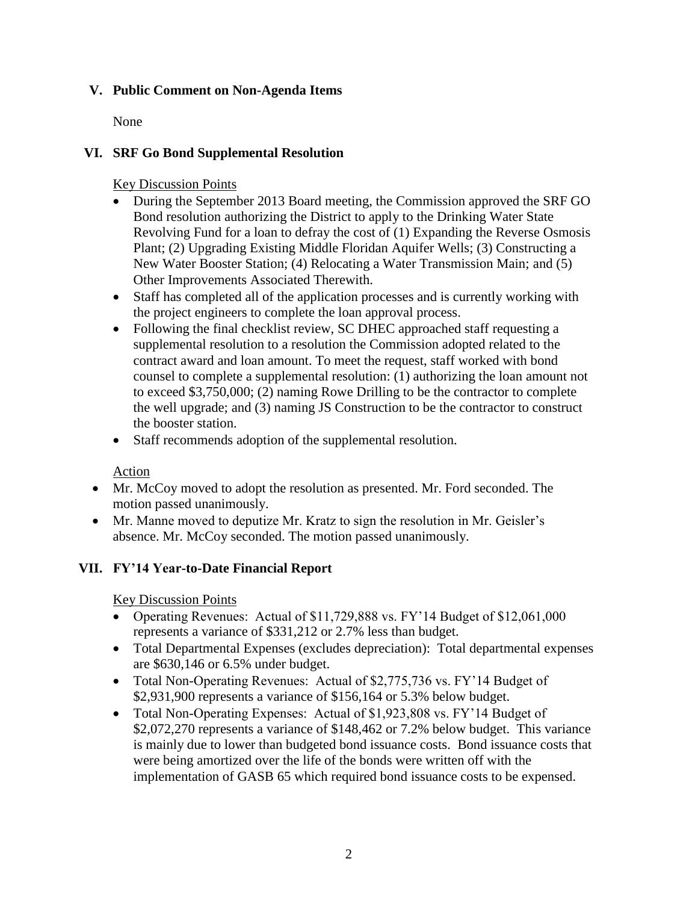## V. Public Comment on Non-Agenda Items

None

## VI. SRF Go Bond Supplemental Resolution

Key Discussion Points

- During the September 2013 Board meeting, the Commission approved the SRF GO Bond resolution authorizing the District to apply to the Drinking Water State Revolving Fund for a loan to defray the cost of (1) Expanding the Reverse Osmosis Plant; (2) Upgrading Existing Middle Floridan Aquifer Wells; (3) Constructing a New Water Booster Station; (4) Relocating a Water Transmission Main; and (5) Other Improvements Associated Therewith.
- Staff has completed all of the application processes and is currently working with the project engineers to complete the loan approval process.
- Following the final checklist review, SC DHEC approached staff requesting a supplemental resolution to a resolution the Commission adopted related to the contract award and loan amount. To meet the request, staff worked with bond counsel to complete a supplemental resolution: (1) authorizing the loan amount not to exceed $3,750,000; (2) naming Rowe Drilling to be the contractor to complete the well upgrade; and (3) naming JS Construction to be the contractor to construct the booster station.
- Staff recommends adoption of the supplemental resolution.

Action

- Mr. McCoy moved to adopt the resolution as presented. Mr. Ford seconded. The motion passed unanimously.
- Mr. Manne moved to deputize Mr. Kratz to sign the resolution in Mr. Geisler's absence. Mr. McCoy seconded. The motion passed unanimously.

## VII. FY'14 Year-to-Date Financial Report

Key Discussion Points

- Operating Revenues: Actual of $11,729,888 vs. FY'14 Budget of $12,061,000 represents a variance of $331,212 or 2.7% less than budget.
- Total Departmental Expenses (excludes depreciation): Total departmental expenses are $630,146 or 6.5% under budget.
- Total Non-Operating Revenues: Actual of $2,775,736 vs. FY'14 Budget of $2,931,900 represents a variance of $156,164 or 5.3% below budget.
- Total Non-Operating Expenses: Actual of $1,923,808 vs. FY'14 Budget of $2,072,270 represents a variance of $148,462 or 7.2% below budget. This variance is mainly due to lower than budgeted bond issuance costs. Bond issuance costs that were being amortized over the life of the bonds were written off with the implementation of GASB 65 which required bond issuance costs to be expensed.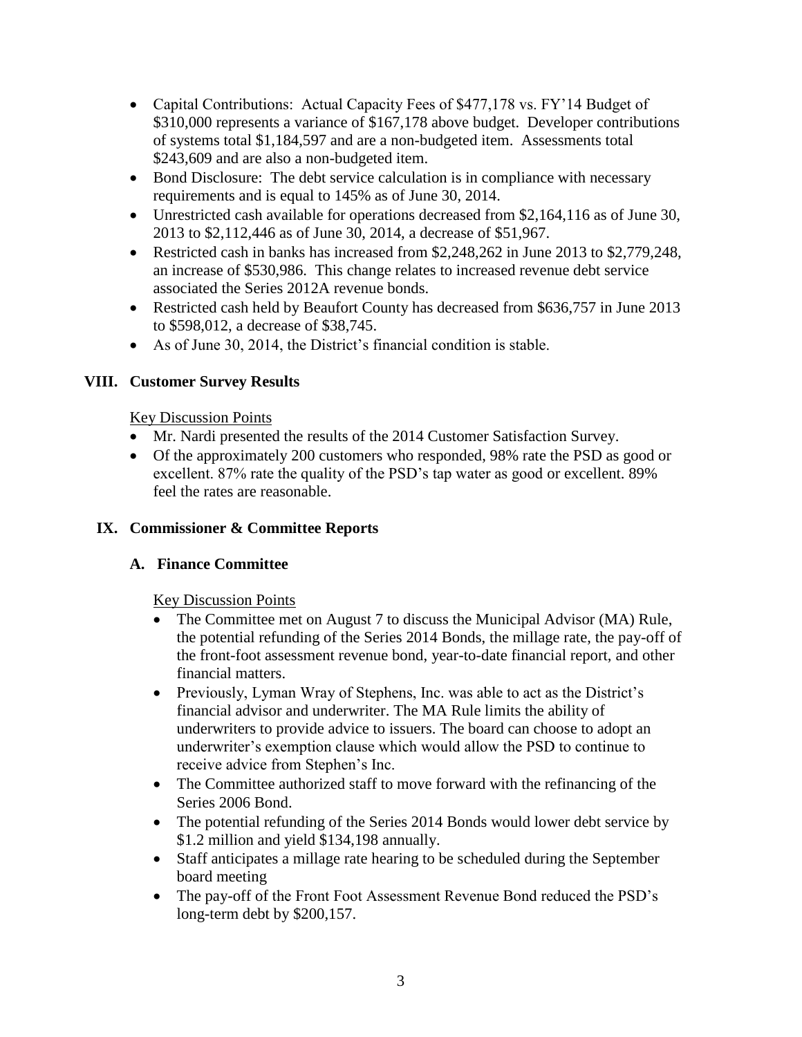- Capital Contributions: Actual Capacity Fees of $477,178 vs. FY'14 Budget of $310,000 represents a variance of $167,178 above budget. Developer contributions of systems total $1,184,597 and are a non-budgeted item. Assessments total $243,609 and are also a non-budgeted item.
- Bond Disclosure: The debt service calculation is in compliance with necessary requirements and is equal to 145% as of June 30, 2014.
- Unrestricted cash available for operations decreased from $2,164,116 as of June 30, 2013 to $2,112,446 as of June 30, 2014, a decrease of $51,967.
- Restricted cash in banks has increased from $2,248,262 in June 2013 to $2,779,248, an increase of $530,986. This change relates to increased revenue debt service associated the Series 2012A revenue bonds.
- Restricted cash held by Beaufort County has decreased from $636,757 in June 2013 to $598,012, a decrease of $38,745.
- As of June 30, 2014, the District's financial condition is stable.

## VIII. Customer Survey Results

Key Discussion Points

- Mr. Nardi presented the results of the 2014 Customer Satisfaction Survey.
- Of the approximately 200 customers who responded, 98% rate the PSD as good or excellent. 87% rate the quality of the PSD's tap water as good or excellent. 89% feel the rates are reasonable.

## IX. Commissioner & Committee Reports

### A. Finance Committee

Key Discussion Points

- The Committee met on August 7 to discuss the Municipal Advisor (MA) Rule, the potential refunding of the Series 2014 Bonds, the millage rate, the pay-off of the front-foot assessment revenue bond, year-to-date financial report, and other financial matters.
- Previously, Lyman Wray of Stephens, Inc. was able to act as the District's financial advisor and underwriter. The MA Rule limits the ability of underwriters to provide advice to issuers. The board can choose to adopt an underwriter's exemption clause which would allow the PSD to continue to receive advice from Stephen's Inc.
- The Committee authorized staff to move forward with the refinancing of the Series 2006 Bond.
- The potential refunding of the Series 2014 Bonds would lower debt service by $1.2 million and yield $134,198 annually.
- Staff anticipates a millage rate hearing to be scheduled during the September board meeting
- The pay-off of the Front Foot Assessment Revenue Bond reduced the PSD's long-term debt by $200,157.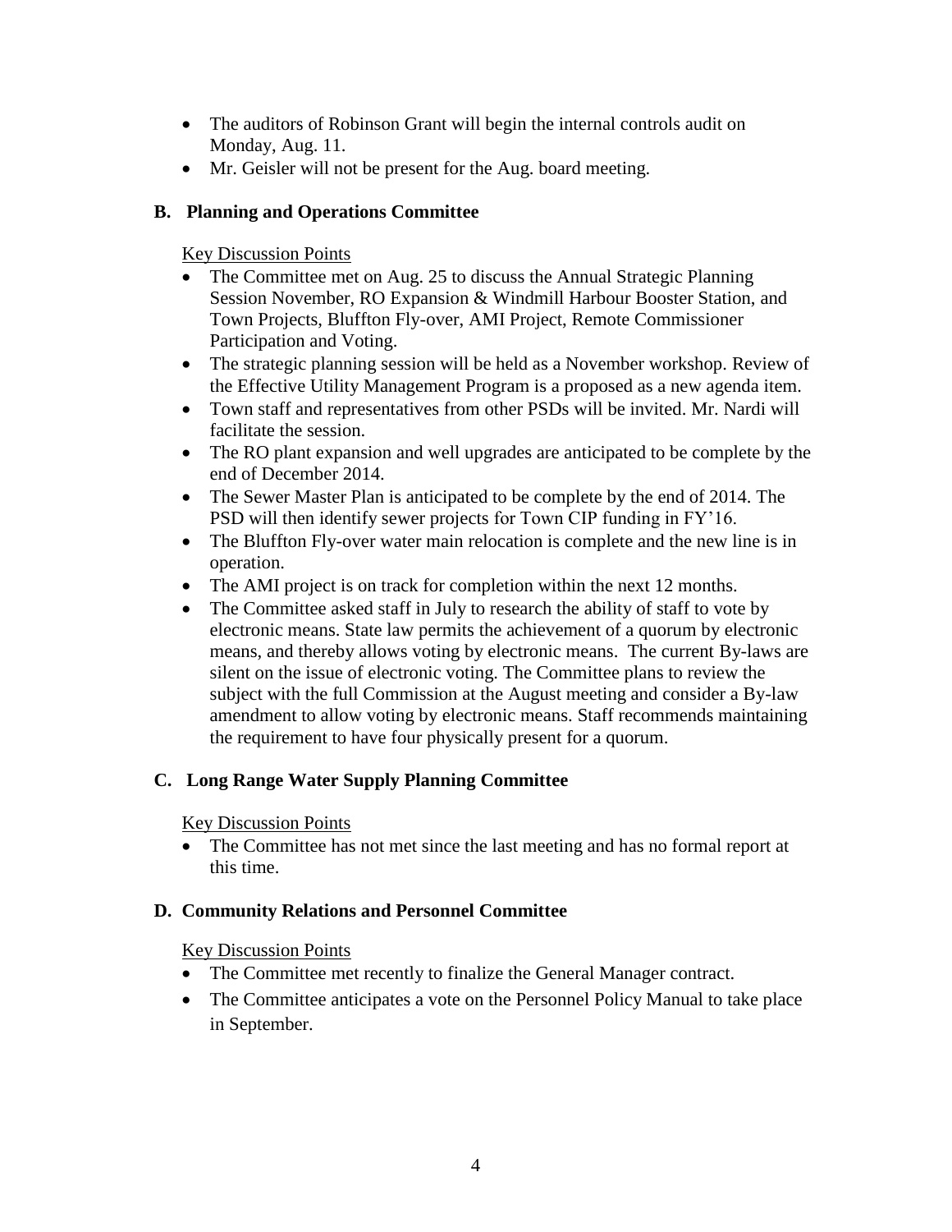- The auditors of Robinson Grant will begin the internal controls audit on Monday, Aug. 11.
- Mr. Geisler will not be present for the Aug. board meeting.

### B. Planning and Operations Committee

Key Discussion Points

- The Committee met on Aug. 25 to discuss the Annual Strategic Planning Session November, RO Expansion & Windmill Harbour Booster Station, and Town Projects, Bluffton Fly-over, AMI Project, Remote Commissioner Participation and Voting.
- The strategic planning session will be held as a November workshop. Review of the Effective Utility Management Program is a proposed as a new agenda item.
- Town staff and representatives from other PSDs will be invited. Mr. Nardi will facilitate the session.
- The RO plant expansion and well upgrades are anticipated to be complete by the end of December 2014.
- The Sewer Master Plan is anticipated to be complete by the end of 2014. The PSD will then identify sewer projects for Town CIP funding in FY'16.
- The Bluffton Fly-over water main relocation is complete and the new line is in operation.
- The AMI project is on track for completion within the next 12 months.
- The Committee asked staff in July to research the ability of staff to vote by electronic means. State law permits the achievement of a quorum by electronic means, and thereby allows voting by electronic means. The current By-laws are silent on the issue of electronic voting. The Committee plans to review the subject with the full Commission at the August meeting and consider a By-law amendment to allow voting by electronic means. Staff recommends maintaining the requirement to have four physically present for a quorum.

### C. Long Range Water Supply Planning Committee

Key Discussion Points

- The Committee has not met since the last meeting and has no formal report at this time.

### D. Community Relations and Personnel Committee

Key Discussion Points

- The Committee met recently to finalize the General Manager contract.
- The Committee anticipates a vote on the Personnel Policy Manual to take place in September.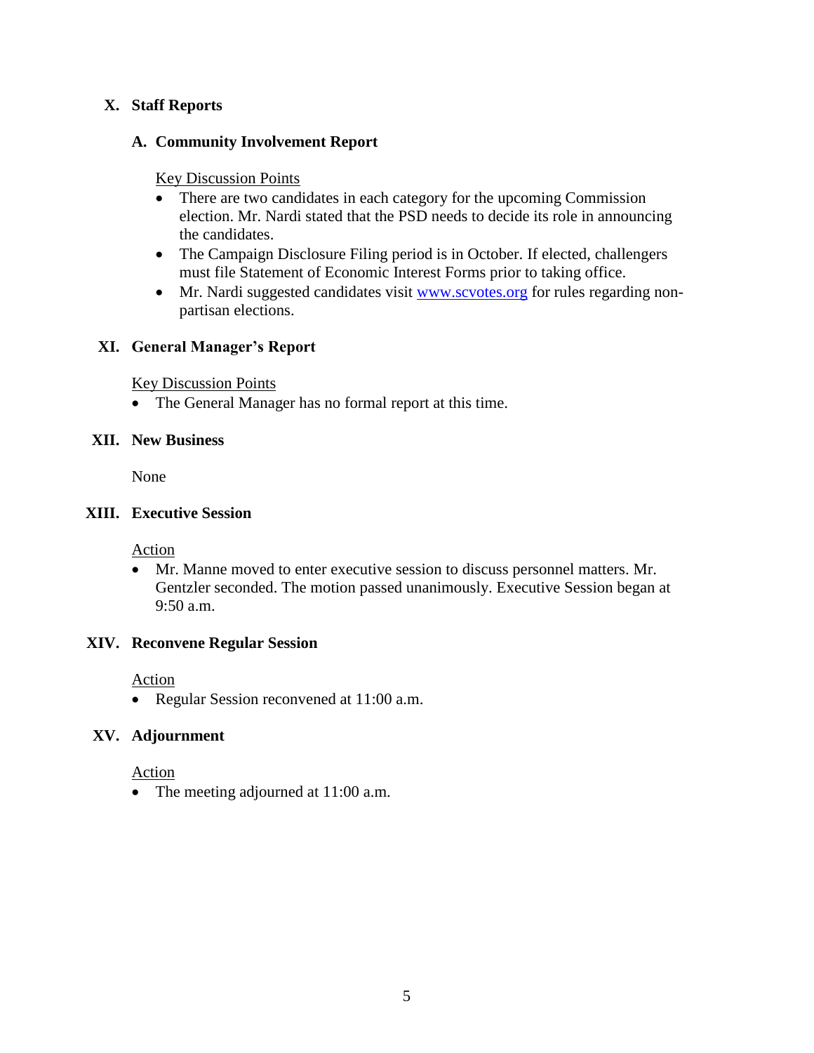## X. Staff Reports

### A. Community Involvement Report

Key Discussion Points

- There are two candidates in each category for the upcoming Commission election. Mr. Nardi stated that the PSD needs to decide its role in announcing the candidates.
- The Campaign Disclosure Filing period is in October. If elected, challengers must file Statement of Economic Interest Forms prior to taking office.
- Mr. Nardi suggested candidates visit www.scvotes.org for rules regarding non-partisan elections.

## XI. General Manager's Report

Key Discussion Points

- The General Manager has no formal report at this time.

## XII. New Business

None

## XIII. Executive Session

Action

- Mr. Manne moved to enter executive session to discuss personnel matters. Mr. Gentzler seconded. The motion passed unanimously. Executive Session began at 9:50 a.m.

## XIV. Reconvene Regular Session

Action

- Regular Session reconvened at 11:00 a.m.

## XV. Adjournment

Action

- The meeting adjourned at 11:00 a.m.